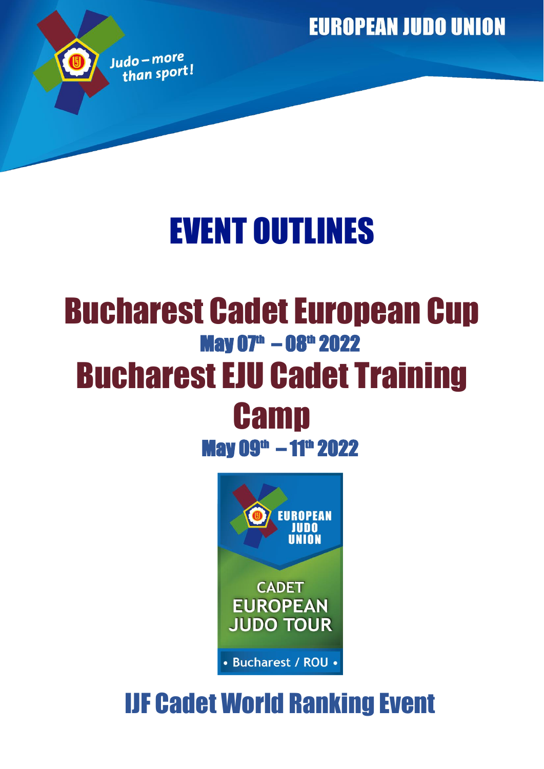EUROPEAN JUDO UNION

Judo – more than sport!

# EVENT OUTLINES

# Bucharest Cadet European Cup

## May 07th – 08th 2022

# Bucharest EJU Cadet Training Camp

## May 09th – 11th 2022

EUROPEAN JUDO UNION

CADET EUROPEAN JUDO TOUR

• Bucharest / ROU •

## IJF Cadet World Ranking Event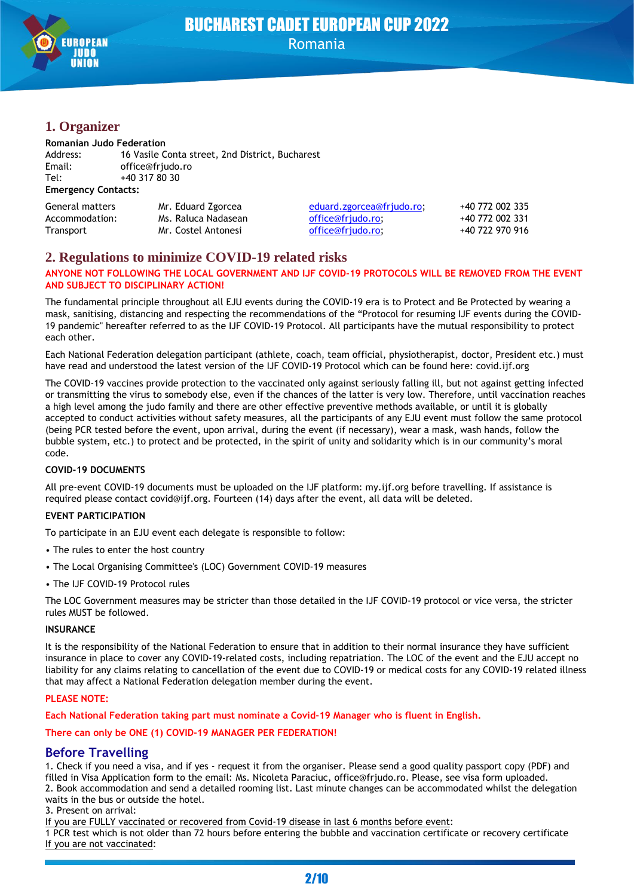## 1. Organizer

**Romanian Judo Federation**
Address: 16 Vasile Conta street, 2nd District, Bucharest
Email: office@frjudo.ro
Tel: +40 317 80 30

**Emergency Contacts:**

| | | | |
|---|---|---|---|
| General matters | Mr. Eduard Zgorcea | eduard.zgorcea@frjudo.ro; | +40 772 002 335 |
| Accommodation: | Ms. Raluca Nadasean | office@frjudo.ro; | +40 772 002 331 |
| Transport | Mr. Costel Antonesi | office@frjudo.ro; | +40 722 970 916 |

## 2. Regulations to minimize COVID-19 related risks

**ANYONE NOT FOLLOWING THE LOCAL GOVERNMENT AND IJF COVID-19 PROTOCOLS WILL BE REMOVED FROM THE EVENT AND SUBJECT TO DISCIPLINARY ACTION!**

The fundamental principle throughout all EJU events during the COVID-19 era is to Protect and Be Protected by wearing a mask, sanitising, distancing and respecting the recommendations of the "Protocol for resuming IJF events during the COVID-19 pandemic" hereafter referred to as the IJF COVID-19 Protocol. All participants have the mutual responsibility to protect each other.

Each National Federation delegation participant (athlete, coach, team official, physiotherapist, doctor, President etc.) must have read and understood the latest version of the IJF COVID-19 Protocol which can be found here: covid.ijf.org

The COVID-19 vaccines provide protection to the vaccinated only against seriously falling ill, but not against getting infected or transmitting the virus to somebody else, even if the chances of the latter is very low. Therefore, until vaccination reaches a high level among the judo family and there are other effective preventive methods available, or until it is globally accepted to conduct activities without safety measures, all the participants of any EJU event must follow the same protocol (being PCR tested before the event, upon arrival, during the event (if necessary), wear a mask, wash hands, follow the bubble system, etc.) to protect and be protected, in the spirit of unity and solidarity which is in our community's moral code.

**COVID-19 DOCUMENTS**

All pre-event COVID-19 documents must be uploaded on the IJF platform: my.ijf.org before travelling. If assistance is required please contact covid@ijf.org. Fourteen (14) days after the event, all data will be deleted.

**EVENT PARTICIPATION**

To participate in an EJU event each delegate is responsible to follow:

- The rules to enter the host country
- The Local Organising Committee's (LOC) Government COVID-19 measures
- The IJF COVID-19 Protocol rules

The LOC Government measures may be stricter than those detailed in the IJF COVID-19 protocol or vice versa, the stricter rules MUST be followed.

**INSURANCE**

It is the responsibility of the National Federation to ensure that in addition to their normal insurance they have sufficient insurance in place to cover any COVID-19-related costs, including repatriation. The LOC of the event and the EJU accept no liability for any claims relating to cancellation of the event due to COVID-19 or medical costs for any COVID-19 related illness that may affect a National Federation delegation member during the event.

**PLEASE NOTE:**

**Each National Federation taking part must nominate a Covid-19 Manager who is fluent in English.**

**There can only be ONE (1) COVID-19 MANAGER PER FEDERATION!**

## Before Travelling

1. Check if you need a visa, and if yes - request it from the organiser. Please send a good quality passport copy (PDF) and filled in Visa Application form to the email: Ms. Nicoleta Paraciuc, office@frjudo.ro. Please, see visa form uploaded.
2. Book accommodation and send a detailed rooming list. Last minute changes can be accommodated whilst the delegation waits in the bus or outside the hotel.
3. Present on arrival:

If you are FULLY vaccinated or recovered from Covid-19 disease in last 6 months before event:
1 PCR test which is not older than 72 hours before entering the bubble and vaccination certificate or recovery certificate
If you are not vaccinated: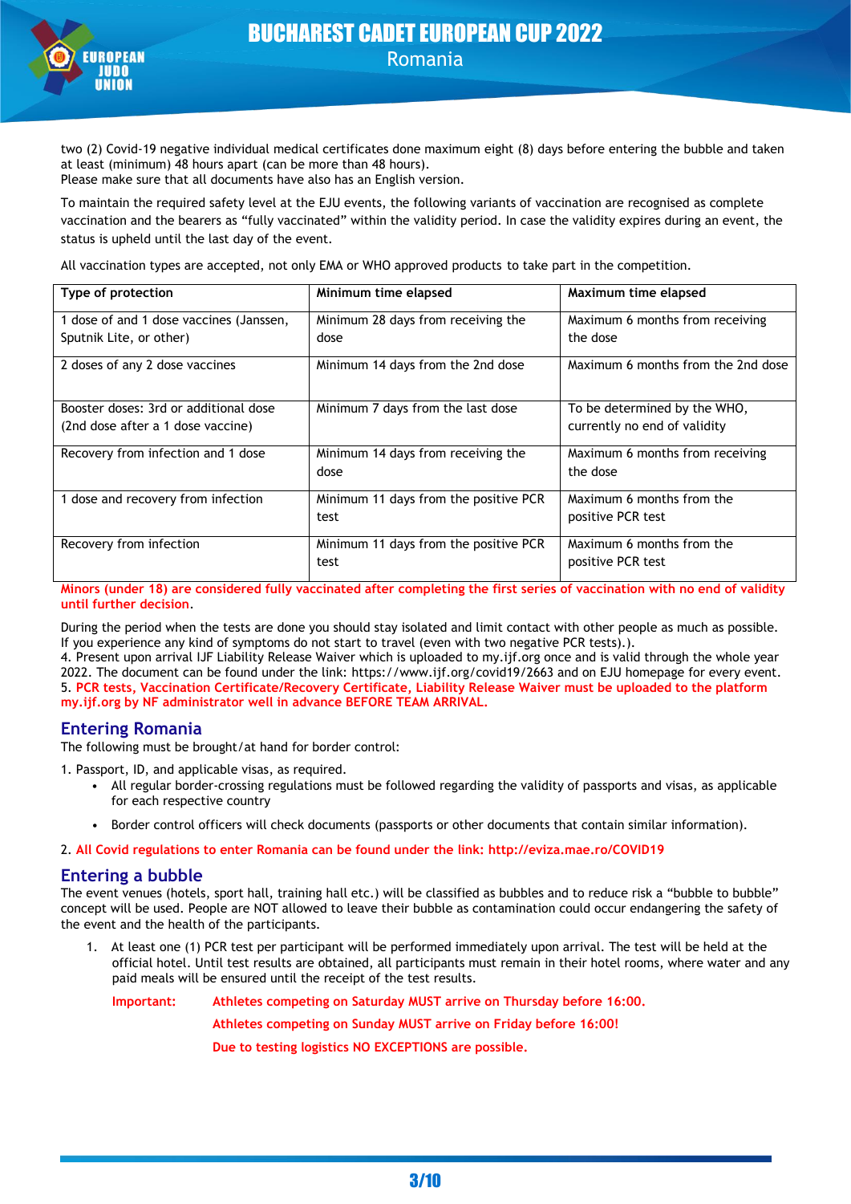two (2) Covid-19 negative individual medical certificates done maximum eight (8) days before entering the bubble and taken at least (minimum) 48 hours apart (can be more than 48 hours).
Please make sure that all documents have also has an English version.

To maintain the required safety level at the EJU events, the following variants of vaccination are recognised as complete vaccination and the bearers as "fully vaccinated" within the validity period. In case the validity expires during an event, the status is upheld until the last day of the event.

All vaccination types are accepted, not only EMA or WHO approved products to take part in the competition.

| Type of protection | Minimum time elapsed | Maximum time elapsed |
|---|---|---|
| 1 dose of and 1 dose vaccines (Janssen, Sputnik Lite, or other) | Minimum 28 days from receiving the dose | Maximum 6 months from receiving the dose |
| 2 doses of any 2 dose vaccines | Minimum 14 days from the 2nd dose | Maximum 6 months from the 2nd dose |
| Booster doses: 3rd or additional dose (2nd dose after a 1 dose vaccine) | Minimum 7 days from the last dose | To be determined by the WHO, currently no end of validity |
| Recovery from infection and 1 dose | Minimum 14 days from receiving the dose | Maximum 6 months from receiving the dose |
| 1 dose and recovery from infection | Minimum 11 days from the positive PCR test | Maximum 6 months from the positive PCR test |
| Recovery from infection | Minimum 11 days from the positive PCR test | Maximum 6 months from the positive PCR test |

**Minors (under 18) are considered fully vaccinated after completing the first series of vaccination with no end of validity until further decision**.

During the period when the tests are done you should stay isolated and limit contact with other people as much as possible. If you experience any kind of symptoms do not start to travel (even with two negative PCR tests).).
4. Present upon arrival IJF Liability Release Waiver which is uploaded to my.ijf.org once and is valid through the whole year 2022. The document can be found under the link: https://www.ijf.org/covid19/2663 and on EJU homepage for every event.
5. **PCR tests, Vaccination Certificate/Recovery Certificate, Liability Release Waiver must be uploaded to the platform my.ijf.org by NF administrator well in advance BEFORE TEAM ARRIVAL.**

## Entering Romania

The following must be brought/at hand for border control:

1. Passport, ID, and applicable visas, as required.
   - All regular border-crossing regulations must be followed regarding the validity of passports and visas, as applicable for each respective country
   - Border control officers will check documents (passports or other documents that contain similar information).
2. **All Covid regulations to enter Romania can be found under the link: http://eviza.mae.ro/COVID19**

## Entering a bubble

The event venues (hotels, sport hall, training hall etc.) will be classified as bubbles and to reduce risk a "bubble to bubble" concept will be used. People are NOT allowed to leave their bubble as contamination could occur endangering the safety of the event and the health of the participants.

1. At least one (1) PCR test per participant will be performed immediately upon arrival. The test will be held at the official hotel. Until test results are obtained, all participants must remain in their hotel rooms, where water and any paid meals will be ensured until the receipt of the test results.

   **Important:** **Athletes competing on Saturday MUST arrive on Thursday before 16:00.**
   **Athletes competing on Sunday MUST arrive on Friday before 16:00!**
   **Due to testing logistics NO EXCEPTIONS are possible.**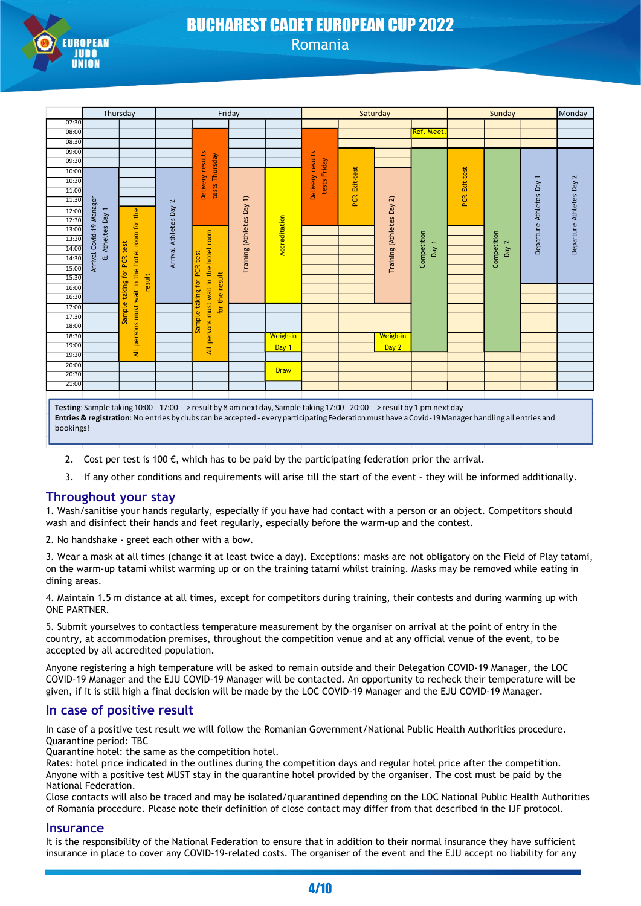| Time | Thursday | | Friday | | | | Saturday | | | | Sunday | | | Monday |
|---|---|---|---|---|---|---|---|---|---|---|---|---|---|---|
| 07:30 | | | | | | | | | | | | | | |
| 08:00 | | | | Delivery results tests Thursday (08:00–12:30) | | | Delivery results tests Friday (08:00–12:30) | | | Ref. Meet. | | | | |
| 09:00 | | | | | | | | PCR Exit-test (09:00–12:30) | | Competition Day 1 (09:00–18:30) | PCR Exit-test (09:00–12:30) | Competition Day 2 (09:00–18:30) | | |
| 09:30 | | | | | | | | | | | | | Departure Athletes Day 1 (09:30–16:00) | Departure Athletes Day 2 (09:30–16:00) |
| 10:00 | Arrival Covid-19 Manager & Athletes Day 1 (10:00–17:00) | | Arrival Athletes Day 2 (10:00–17:00) | | Training (Athletes Day 1) (10:00–17:00) | Accreditation (10:00–17:00) | | | Training (Athletes Day 2) (10:00–17:00) | | | | | |
| 12:00 | | Sample taking for PCR test / All persons must wait in the hotel room for the result (12:00–19:30) | | | | | | | | | | | | |
| 13:00 | | | | Sample taking for PCR test / All persons must wait in the hotel room for the result (13:00–19:30) | | | | | | | | | | |
| 18:30 | | | | | | Weigh-in Day 1 (18:30–19:30) | | | Weigh-in Day 2 (18:30–19:30) | | | | | |
| 20:00 | | | | | | Draw (20:00–21:00) | | | | | | | | |
| 21:00 | | | | | | | | | | | | | | |

**Testing**: Sample taking 10:00 - 17:00 --> result by 8 am next day, Sample taking 17:00 - 20:00 --> result by 1 pm next day
**Entries & registration**: No entries by clubs can be accepted - every participating Federation must have a Covid-19 Manager handling all entries and bookings!

2. Cost per test is 100 €, which has to be paid by the participating federation prior the arrival.
3. If any other conditions and requirements will arise till the start of the event – they will be informed additionally.

## Throughout your stay

1. Wash/sanitise your hands regularly, especially if you have had contact with a person or an object. Competitors should wash and disinfect their hands and feet regularly, especially before the warm-up and the contest.

2. No handshake - greet each other with a bow.

3. Wear a mask at all times (change it at least twice a day). Exceptions: masks are not obligatory on the Field of Play tatami, on the warm-up tatami whilst warming up or on the training tatami whilst training. Masks may be removed while eating in dining areas.

4. Maintain 1.5 m distance at all times, except for competitors during training, their contests and during warming up with ONE PARTNER.

5. Submit yourselves to contactless temperature measurement by the organiser on arrival at the point of entry in the country, at accommodation premises, throughout the competition venue and at any official venue of the event, to be accepted by all accredited population.

Anyone registering a high temperature will be asked to remain outside and their Delegation COVID-19 Manager, the LOC COVID-19 Manager and the EJU COVID-19 Manager will be contacted. An opportunity to recheck their temperature will be given, if it is still high a final decision will be made by the LOC COVID-19 Manager and the EJU COVID-19 Manager.

## In case of positive result

In case of a positive test result we will follow the Romanian Government/National Public Health Authorities procedure.
Quarantine period: TBC
Quarantine hotel: the same as the competition hotel.
Rates: hotel price indicated in the outlines during the competition days and regular hotel price after the competition.
Anyone with a positive test MUST stay in the quarantine hotel provided by the organiser. The cost must be paid by the National Federation.
Close contacts will also be traced and may be isolated/quarantined depending on the LOC National Public Health Authorities of Romania procedure. Please note their definition of close contact may differ from that described in the IJF protocol.

## Insurance

It is the responsibility of the National Federation to ensure that in addition to their normal insurance they have sufficient insurance in place to cover any COVID-19-related costs. The organiser of the event and the EJU accept no liability for any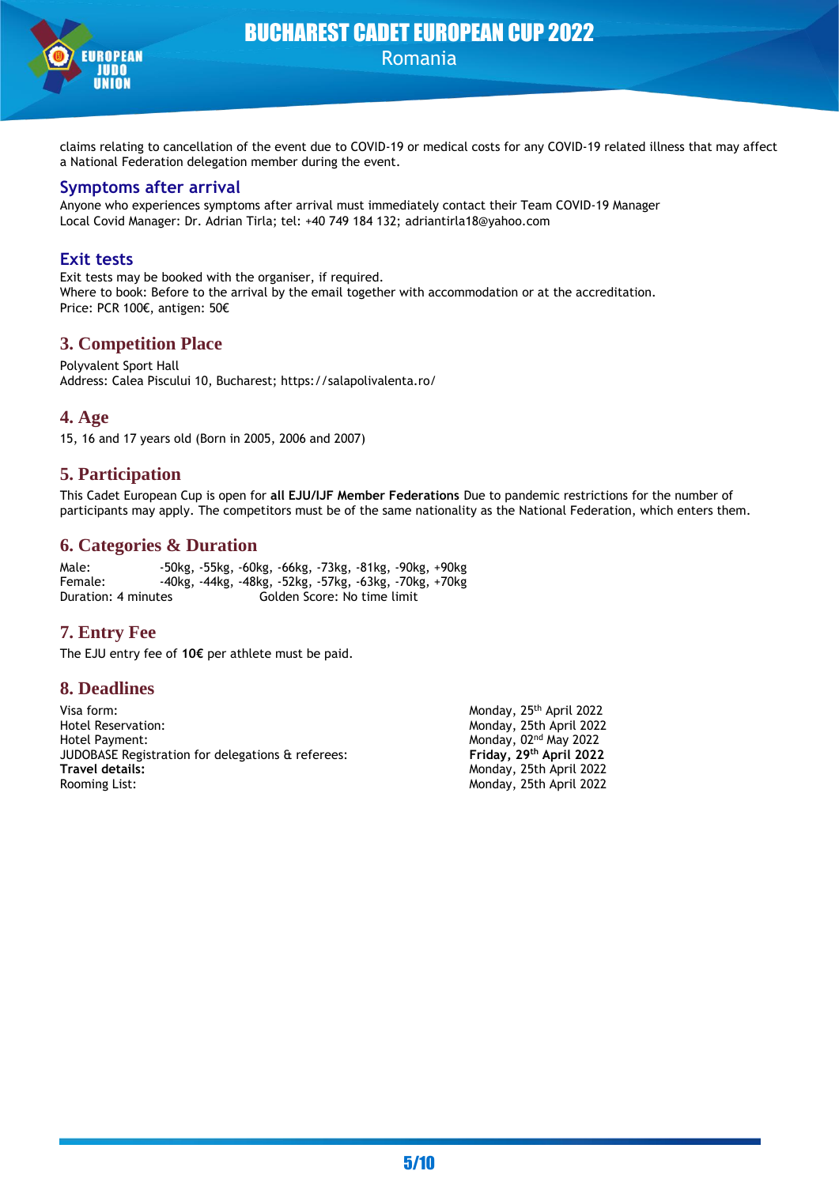claims relating to cancellation of the event due to COVID-19 or medical costs for any COVID-19 related illness that may affect a National Federation delegation member during the event.

### Symptoms after arrival

Anyone who experiences symptoms after arrival must immediately contact their Team COVID-19 Manager
Local Covid Manager: Dr. Adrian Tirla; tel: +40 749 184 132; adriantirla18@yahoo.com

### Exit tests

Exit tests may be booked with the organiser, if required.
Where to book: Before to the arrival by the email together with accommodation or at the accreditation.
Price: PCR 100€, antigen: 50€

## 3. Competition Place

Polyvalent Sport Hall
Address: Calea Piscului 10, Bucharest; https://salapolivalenta.ro/

## 4. Age

15, 16 and 17 years old (Born in 2005, 2006 and 2007)

## 5. Participation

This Cadet European Cup is open for **all EJU/IJF Member Federations** Due to pandemic restrictions for the number of participants may apply. The competitors must be of the same nationality as the National Federation, which enters them.

## 6. Categories & Duration

Male: -50kg, -55kg, -60kg, -66kg, -73kg, -81kg, -90kg, +90kg
Female: -40kg, -44kg, -48kg, -52kg, -57kg, -63kg, -70kg, +70kg
Duration: 4 minutes Golden Score: No time limit

## 7. Entry Fee

The EJU entry fee of **10€** per athlete must be paid.

## 8. Deadlines

| | |
|---|---|
| Visa form: | Monday, 25th April 2022 |
| Hotel Reservation: | Monday, 25th April 2022 |
| Hotel Payment: | Monday, 02nd May 2022 |
| JUDOBASE Registration for delegations & referees: | **Friday, 29th April 2022** |
| **Travel details:** | Monday, 25th April 2022 |
| Rooming List: | Monday, 25th April 2022 |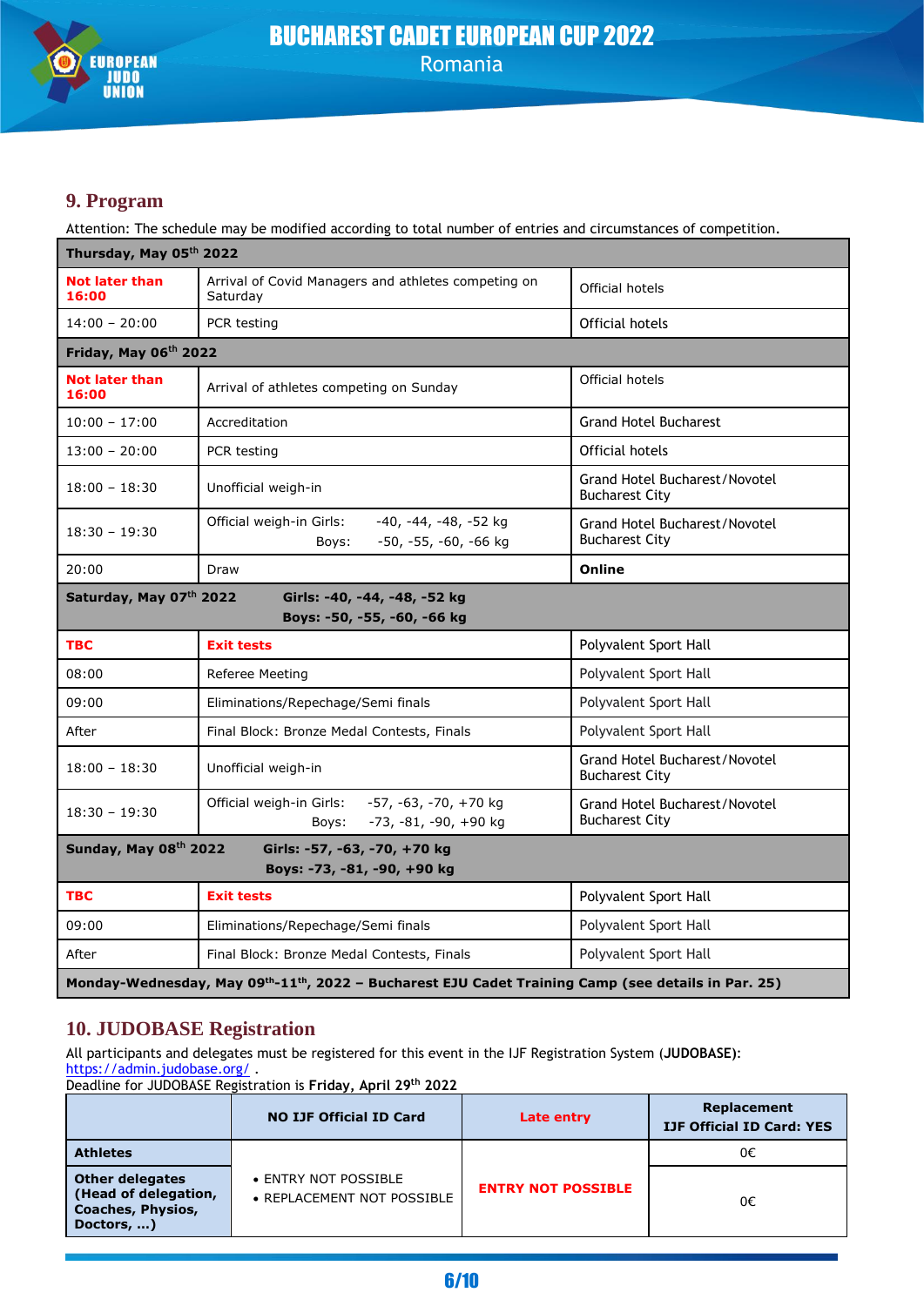## 9. Program

Attention: The schedule may be modified according to total number of entries and circumstances of competition.

| **Thursday, May 05th 2022** | | |
|---|---|---|
| **Not later than 16:00** | Arrival of Covid Managers and athletes competing on Saturday | Official hotels |
| 14:00 – 20:00 | PCR testing | Official hotels |
| **Friday, May 06th 2022** | | |
| **Not later than 16:00** | Arrival of athletes competing on Sunday | Official hotels |
| 10:00 – 17:00 | Accreditation | Grand Hotel Bucharest |
| 13:00 – 20:00 | PCR testing | Official hotels |
| 18:00 – 18:30 | Unofficial weigh-in | Grand Hotel Bucharest/Novotel Bucharest City |
| 18:30 – 19:30 | Official weigh-in Girls: -40, -44, -48, -52 kg<br>Boys: -50, -55, -60, -66 kg | Grand Hotel Bucharest/Novotel Bucharest City |
| 20:00 | Draw | **Online** |
| **Saturday, May 07th 2022** | **Girls: -40, -44, -48, -52 kg**<br>**Boys: -50, -55, -60, -66 kg** | |
| **TBC** | **Exit tests** | Polyvalent Sport Hall |
| 08:00 | Referee Meeting | Polyvalent Sport Hall |
| 09:00 | Eliminations/Repechage/Semi finals | Polyvalent Sport Hall |
| After | Final Block: Bronze Medal Contests, Finals | Polyvalent Sport Hall |
| 18:00 – 18:30 | Unofficial weigh-in | Grand Hotel Bucharest/Novotel Bucharest City |
| 18:30 – 19:30 | Official weigh-in Girls: -57, -63, -70, +70 kg<br>Boys: -73, -81, -90, +90 kg | Grand Hotel Bucharest/Novotel Bucharest City |
| **Sunday, May 08th 2022** | **Girls: -57, -63, -70, +70 kg**<br>**Boys: -73, -81, -90, +90 kg** | |
| **TBC** | **Exit tests** | Polyvalent Sport Hall |
| 09:00 | Eliminations/Repechage/Semi finals | Polyvalent Sport Hall |
| After | Final Block: Bronze Medal Contests, Finals | Polyvalent Sport Hall |
| **Monday-Wednesday, May 09th-11th, 2022 – Bucharest EJU Cadet Training Camp (see details in Par. 25)** | | |

## 10. JUDOBASE Registration

All participants and delegates must be registered for this event in the IJF Registration System (**JUDOBASE**): https://admin.judobase.org/ .
Deadline for JUDOBASE Registration is **Friday, April 29th 2022**

| | **NO IJF Official ID Card** | **Late entry** | **Replacement IJF Official ID Card: YES** |
|---|---|---|---|
| **Athletes** | • ENTRY NOT POSSIBLE<br>• REPLACEMENT NOT POSSIBLE | **ENTRY NOT POSSIBLE** | 0€ |
| **Other delegates (Head of delegation, Coaches, Physios, Doctors, …)** | | | 0€ |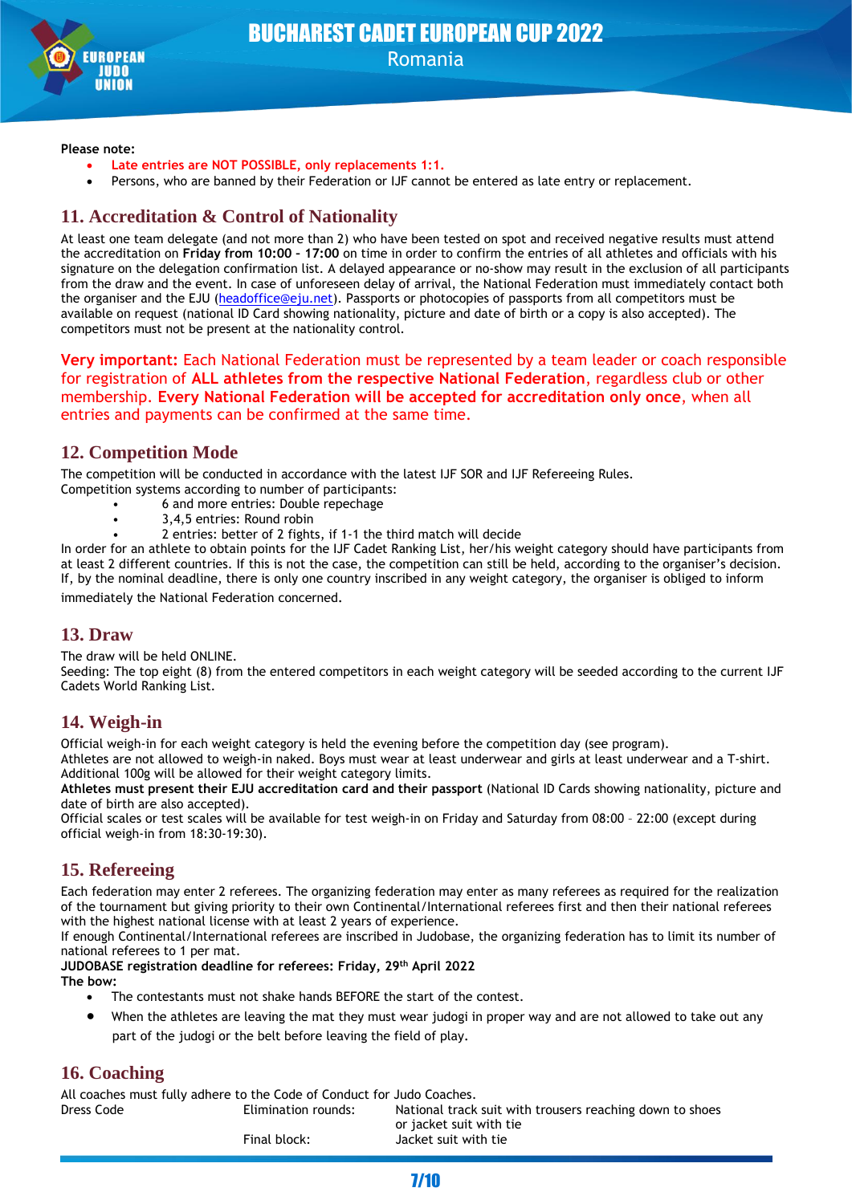**Please note:**

- **Late entries are NOT POSSIBLE, only replacements 1:1.**
- Persons, who are banned by their Federation or IJF cannot be entered as late entry or replacement.

## 11. Accreditation & Control of Nationality

At least one team delegate (and not more than 2) who have been tested on spot and received negative results must attend the accreditation on **Friday from 10:00 – 17:00** on time in order to confirm the entries of all athletes and officials with his signature on the delegation confirmation list. A delayed appearance or no-show may result in the exclusion of all participants from the draw and the event. In case of unforeseen delay of arrival, the National Federation must immediately contact both the organiser and the EJU (headoffice@eju.net). Passports or photocopies of passports from all competitors must be available on request (national ID Card showing nationality, picture and date of birth or a copy is also accepted). The competitors must not be present at the nationality control.

**Very important:** Each National Federation must be represented by a team leader or coach responsible for registration of **ALL athletes from the respective National Federation**, regardless club or other membership. **Every National Federation will be accepted for accreditation only once**, when all entries and payments can be confirmed at the same time.

## 12. Competition Mode

The competition will be conducted in accordance with the latest IJF SOR and IJF Refereeing Rules.
Competition systems according to number of participants:

- 6 and more entries: Double repechage
- 3,4,5 entries: Round robin
- 2 entries: better of 2 fights, if 1-1 the third match will decide

In order for an athlete to obtain points for the IJF Cadet Ranking List, her/his weight category should have participants from at least 2 different countries. If this is not the case, the competition can still be held, according to the organiser's decision. If, by the nominal deadline, there is only one country inscribed in any weight category, the organiser is obliged to inform immediately the National Federation concerned.

## 13. Draw

The draw will be held ONLINE.
Seeding: The top eight (8) from the entered competitors in each weight category will be seeded according to the current IJF Cadets World Ranking List.

## 14. Weigh-in

Official weigh-in for each weight category is held the evening before the competition day (see program).
Athletes are not allowed to weigh-in naked. Boys must wear at least underwear and girls at least underwear and a T-shirt. Additional 100g will be allowed for their weight category limits.
**Athletes must present their EJU accreditation card and their passport** (National ID Cards showing nationality, picture and date of birth are also accepted).
Official scales or test scales will be available for test weigh-in on Friday and Saturday from 08:00 – 22:00 (except during official weigh-in from 18:30-19:30).

## 15. Refereeing

Each federation may enter 2 referees. The organizing federation may enter as many referees as required for the realization of the tournament but giving priority to their own Continental/International referees first and then their national referees with the highest national license with at least 2 years of experience.
If enough Continental/International referees are inscribed in Judobase, the organizing federation has to limit its number of national referees to 1 per mat.
**JUDOBASE registration deadline for referees: Friday, 29th April 2022**
**The bow:**

- The contestants must not shake hands BEFORE the start of the contest.
- When the athletes are leaving the mat they must wear judogi in proper way and are not allowed to take out any part of the judogi or the belt before leaving the field of play.

## 16. Coaching

All coaches must fully adhere to the Code of Conduct for Judo Coaches.

| | | |
|---|---|---|
| Dress Code | Elimination rounds: | National track suit with trousers reaching down to shoes or jacket suit with tie |
| | Final block: | Jacket suit with tie |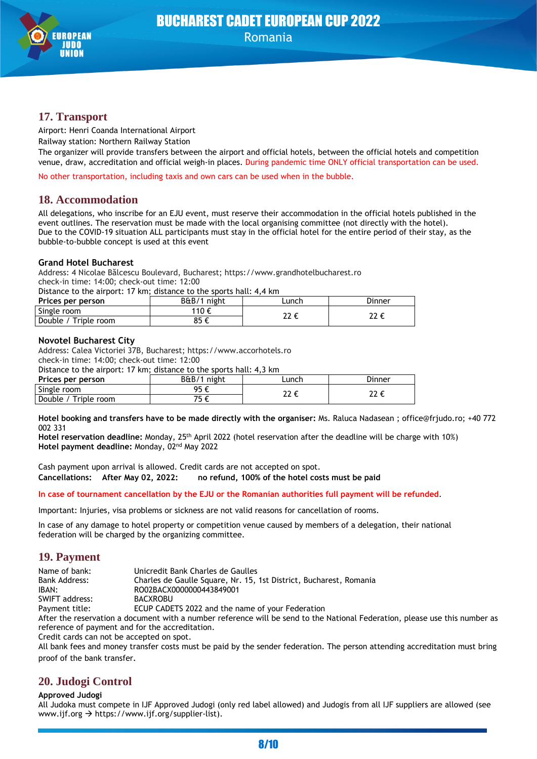## 17. Transport

Airport: Henri Coanda International Airport

Railway station: Northern Railway Station

The organizer will provide transfers between the airport and official hotels, between the official hotels and competition venue, draw, accreditation and official weigh-in places. During pandemic time ONLY official transportation can be used.

No other transportation, including taxis and own cars can be used when in the bubble.

## 18. Accommodation

All delegations, who inscribe for an EJU event, must reserve their accommodation in the official hotels published in the event outlines. The reservation must be made with the local organising committee (not directly with the hotel).
Due to the COVID-19 situation ALL participants must stay in the official hotel for the entire period of their stay, as the bubble-to-bubble concept is used at this event

### Grand Hotel Bucharest

Address: 4 Nicolae Bălcescu Boulevard, Bucharest; https://www.grandhotelbucharest.ro
check-in time: 14:00; check-out time: 12:00
Distance to the airport: 17 km; distance to the sports hall: 4,4 km

| **Prices per person** | B&B/1 night | Lunch | Dinner |
|---|---|---|---|
| Single room | 110 € | 22 € | 22 € |
| Double / Triple room | 85 € | | |

### Novotel Bucharest City

Address: Calea Victoriei 37B, Bucharest; https://www.accorhotels.ro
check-in time: 14:00; check-out time: 12:00
Distance to the airport: 17 km; distance to the sports hall: 4,3 km

| **Prices per person** | B&B/1 night | Lunch | Dinner |
|---|---|---|---|
| Single room | 95 € | 22 € | 22 € |
| Double / Triple room | 75 € | | |

**Hotel booking and transfers have to be made directly with the organiser:** Ms. Raluca Nadasean ; office@frjudo.ro; +40 772 002 331
**Hotel reservation deadline:** Monday, 25th April 2022 (hotel reservation after the deadline will be charge with 10%)
**Hotel payment deadline:** Monday, 02nd May 2022

Cash payment upon arrival is allowed. Credit cards are not accepted on spot.
**Cancellations: After May 02, 2022: no refund, 100% of the hotel costs must be paid**

**In case of tournament cancellation by the EJU or the Romanian authorities full payment will be refunded**.

Important: Injuries, visa problems or sickness are not valid reasons for cancellation of rooms.

In case of any damage to hotel property or competition venue caused by members of a delegation, their national federation will be charged by the organizing committee.

## 19. Payment

Name of bank: Unicredit Bank Charles de Gaulles
Bank Address: Charles de Gaulle Square, Nr. 15, 1st District, Bucharest, Romania
IBAN: RO02BACX0000000443849001
SWIFT address: BACXROBU
Payment title: ECUP CADETS 2022 and the name of your Federation

After the reservation a document with a number reference will be send to the National Federation, please use this number as reference of payment and for the accreditation.
Credit cards can not be accepted on spot.
All bank fees and money transfer costs must be paid by the sender federation. The person attending accreditation must bring proof of the bank transfer.

## 20. Judogi Control

**Approved Judogi**

All Judoka must compete in IJF Approved Judogi (only red label allowed) and Judogis from all IJF suppliers are allowed (see www.ijf.org → https://www.ijf.org/supplier-list).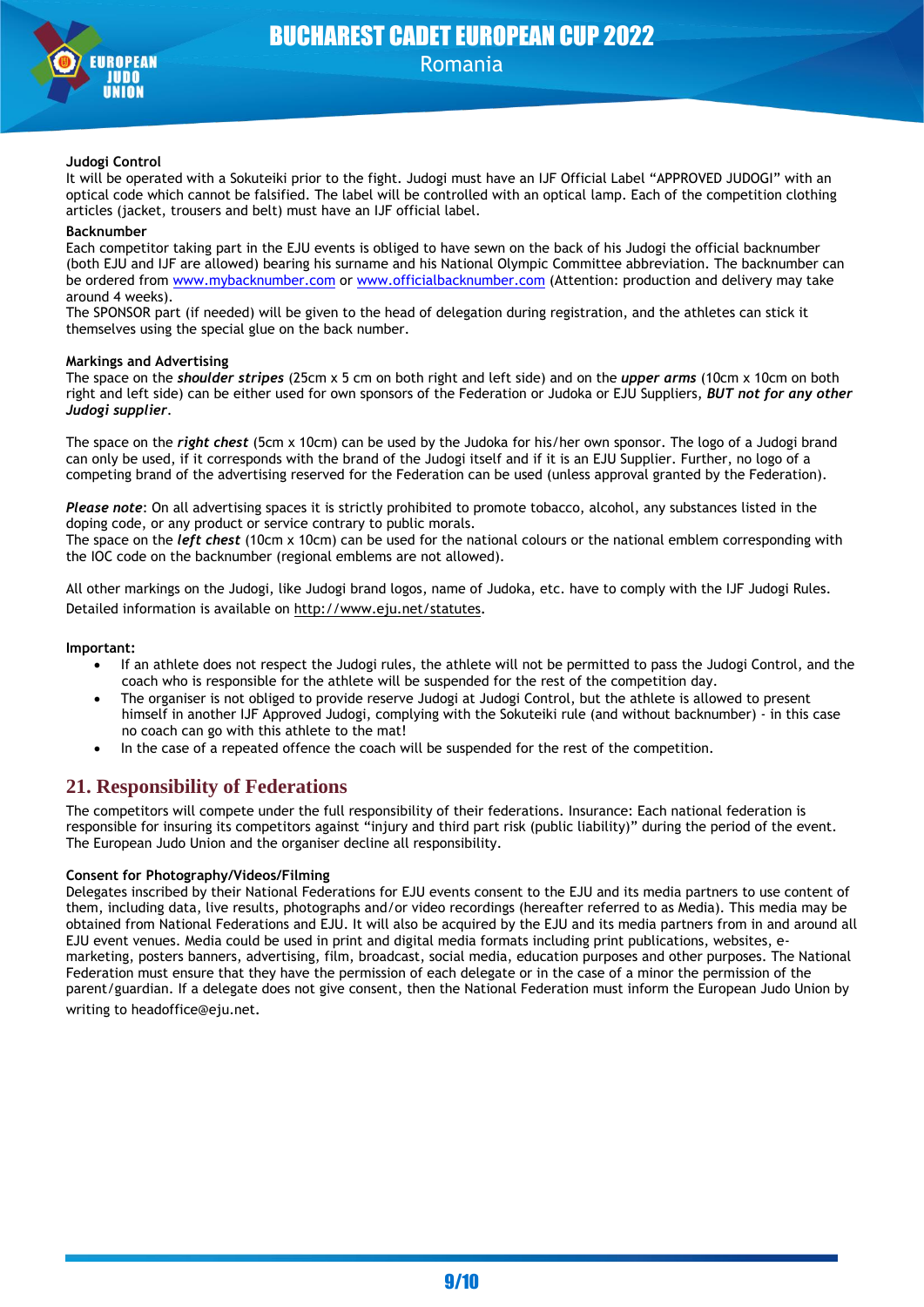**Judogi Control**

It will be operated with a Sokuteiki prior to the fight. Judogi must have an IJF Official Label "APPROVED JUDOGI" with an optical code which cannot be falsified. The label will be controlled with an optical lamp. Each of the competition clothing articles (jacket, trousers and belt) must have an IJF official label.

**Backnumber**

Each competitor taking part in the EJU events is obliged to have sewn on the back of his Judogi the official backnumber (both EJU and IJF are allowed) bearing his surname and his National Olympic Committee abbreviation. The backnumber can be ordered from [www.mybacknumber.com](http://www.mybacknumber.com) or [www.officialbacknumber.com](http://www.officialbacknumber.com) (Attention: production and delivery may take around 4 weeks).

The SPONSOR part (if needed) will be given to the head of delegation during registration, and the athletes can stick it themselves using the special glue on the back number.

**Markings and Advertising**

The space on the ***shoulder stripes*** (25cm x 5 cm on both right and left side) and on the ***upper arms*** (10cm x 10cm on both right and left side) can be either used for own sponsors of the Federation or Judoka or EJU Suppliers, ***BUT not for any other Judogi supplier***.

The space on the ***right chest*** (5cm x 10cm) can be used by the Judoka for his/her own sponsor. The logo of a Judogi brand can only be used, if it corresponds with the brand of the Judogi itself and if it is an EJU Supplier. Further, no logo of a competing brand of the advertising reserved for the Federation can be used (unless approval granted by the Federation).

***Please note***: On all advertising spaces it is strictly prohibited to promote tobacco, alcohol, any substances listed in the doping code, or any product or service contrary to public morals.

The space on the ***left chest*** (10cm x 10cm) can be used for the national colours or the national emblem corresponding with the IOC code on the backnumber (regional emblems are not allowed).

All other markings on the Judogi, like Judogi brand logos, name of Judoka, etc. have to comply with the IJF Judogi Rules. Detailed information is available on http://www.eju.net/statutes.

**Important:**

- If an athlete does not respect the Judogi rules, the athlete will not be permitted to pass the Judogi Control, and the coach who is responsible for the athlete will be suspended for the rest of the competition day.
- The organiser is not obliged to provide reserve Judogi at Judogi Control, but the athlete is allowed to present himself in another IJF Approved Judogi, complying with the Sokuteiki rule (and without backnumber) - in this case no coach can go with this athlete to the mat!
- In the case of a repeated offence the coach will be suspended for the rest of the competition.

## 21. Responsibility of Federations

The competitors will compete under the full responsibility of their federations. Insurance: Each national federation is responsible for insuring its competitors against "injury and third part risk (public liability)" during the period of the event. The European Judo Union and the organiser decline all responsibility.

**Consent for Photography/Videos/Filming**

Delegates inscribed by their National Federations for EJU events consent to the EJU and its media partners to use content of them, including data, live results, photographs and/or video recordings (hereafter referred to as Media). This media may be obtained from National Federations and EJU. It will also be acquired by the EJU and its media partners from in and around all EJU event venues. Media could be used in print and digital media formats including print publications, websites, e-marketing, posters banners, advertising, film, broadcast, social media, education purposes and other purposes. The National Federation must ensure that they have the permission of each delegate or in the case of a minor the permission of the parent/guardian. If a delegate does not give consent, then the National Federation must inform the European Judo Union by writing to headoffice@eju.net.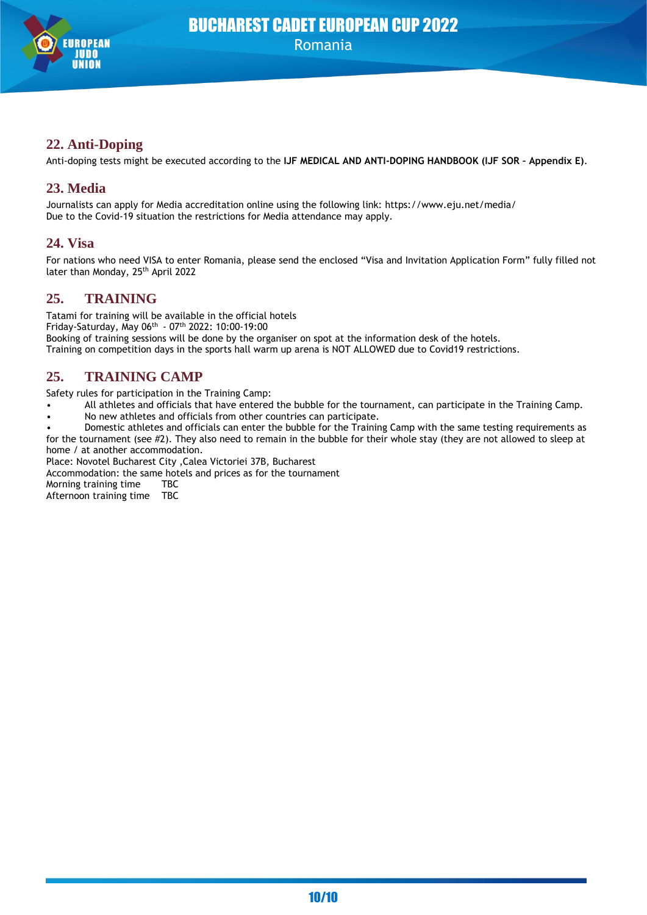## 22. Anti-Doping

Anti-doping tests might be executed according to the **IJF MEDICAL AND ANTI-DOPING HANDBOOK (IJF SOR – Appendix E)**.

## 23. Media

Journalists can apply for Media accreditation online using the following link: https://www.eju.net/media/
Due to the Covid-19 situation the restrictions for Media attendance may apply.

## 24. Visa

For nations who need VISA to enter Romania, please send the enclosed "Visa and Invitation Application Form" fully filled not later than Monday, 25th April 2022

## 25. TRAINING

Tatami for training will be available in the official hotels
Friday-Saturday, May 06th - 07th 2022: 10:00-19:00
Booking of training sessions will be done by the organiser on spot at the information desk of the hotels.
Training on competition days in the sports hall warm up arena is NOT ALLOWED due to Covid19 restrictions.

## 25. TRAINING CAMP

Safety rules for participation in the Training Camp:

- All athletes and officials that have entered the bubble for the tournament, can participate in the Training Camp.
- No new athletes and officials from other countries can participate.
- Domestic athletes and officials can enter the bubble for the Training Camp with the same testing requirements as for the tournament (see #2). They also need to remain in the bubble for their whole stay (they are not allowed to sleep at home / at another accommodation.

Place: Novotel Bucharest City ,Calea Victoriei 37B, Bucharest
Accommodation: the same hotels and prices as for the tournament
Morning training time TBC
Afternoon training time TBC